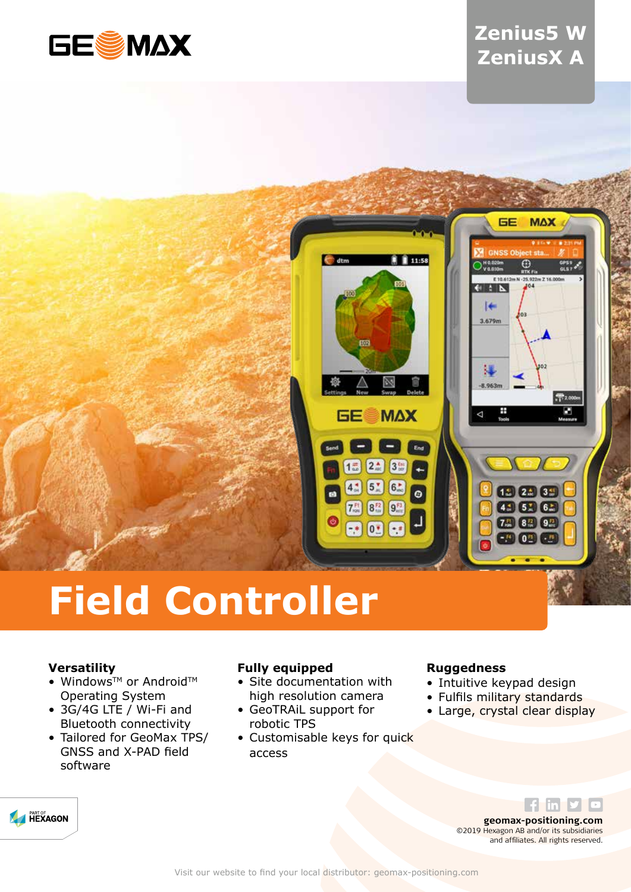GEOMAX

Zenius5 W
ZeniusX A

# Field Controller

### Versatility

- Windows™ or Android™ Operating System
- 3G/4G LTE / Wi-Fi and Bluetooth connectivity
- Tailored for GeoMax TPS/ GNSS and X-PAD field software

### Fully equipped

- Site documentation with high resolution camera
- GeoTRAiL support for robotic TPS
- Customisable keys for quick access

### Ruggedness

- Intuitive keypad design
- Fulfils military standards
- Large, crystal clear display

PART OF HEXAGON

**geomax-positioning.com**
©2019 Hexagon AB and/or its subsidiaries and affiliates. All rights reserved.

Visit our website to find your local distributor: geomax-positioning.com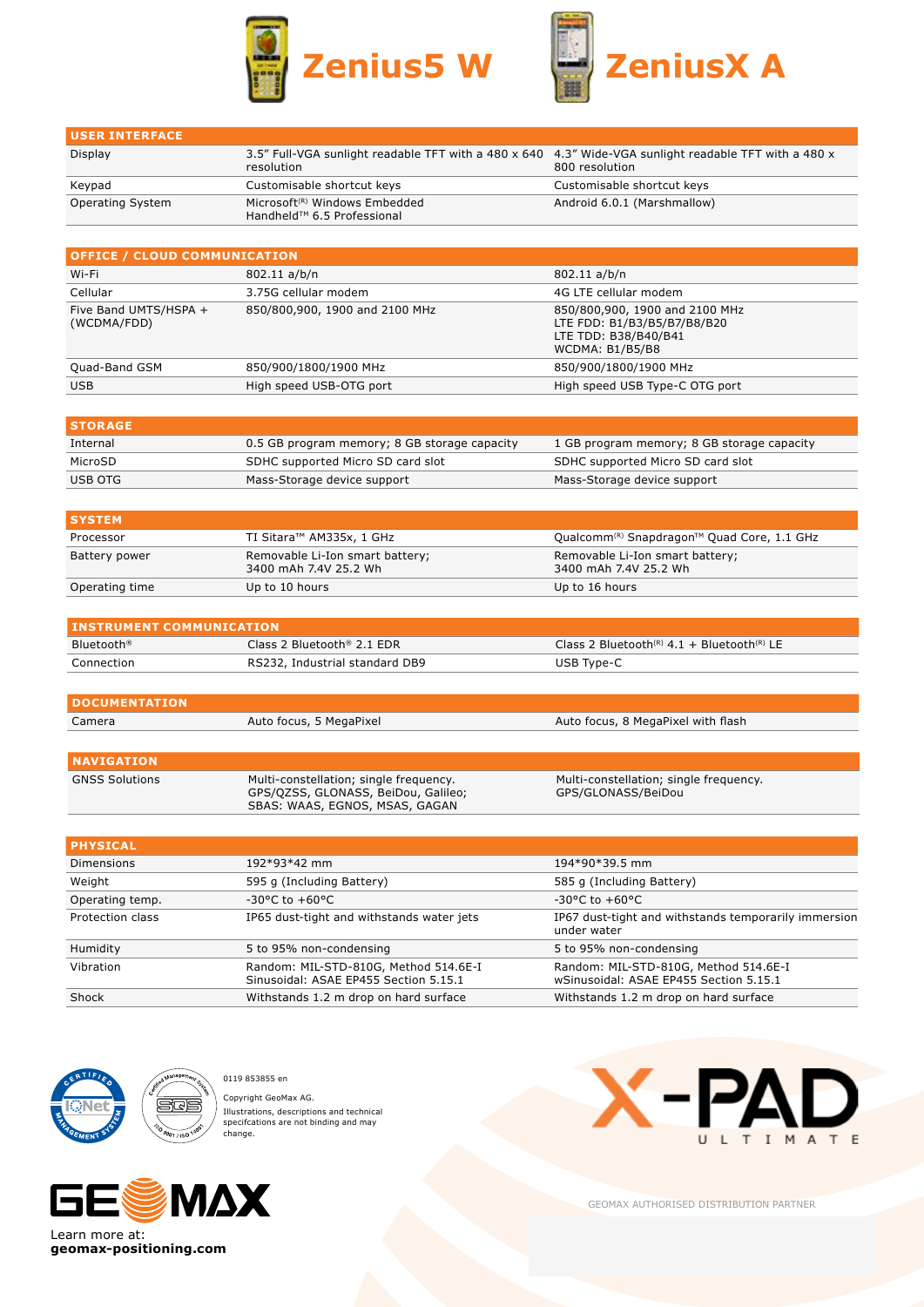| | Zenius5 W | ZeniusX A |
|---|---|---|
| **USER INTERFACE** | | |
| Display | 3.5" Full-VGA sunlight readable TFT with a 480 x 640 resolution | 4.3" Wide-VGA sunlight readable TFT with a 480 x 800 resolution |
| Keypad | Customisable shortcut keys | Customisable shortcut keys |
| Operating System | Microsoft(R) Windows Embedded Handheld™ 6.5 Professional | Android 6.0.1 (Marshmallow) |
| **OFFICE / CLOUD COMMUNICATION** | | |
| Wi-Fi | 802.11 a/b/n | 802.11 a/b/n |
| Cellular | 3.75G cellular modem | 4G LTE cellular modem |
| Five Band UMTS/HSPA + (WCDMA/FDD) | 850/800,900, 1900 and 2100 MHz | 850/800,900, 1900 and 2100 MHz<br>LTE FDD: B1/B3/B5/B7/B8/B20<br>LTE TDD: B38/B40/B41<br>WCDMA: B1/B5/B8 |
| Quad-Band GSM | 850/900/1800/1900 MHz | 850/900/1800/1900 MHz |
| USB | High speed USB-OTG port | High speed USB Type-C OTG port |
| **STORAGE** | | |
| Internal | 0.5 GB program memory; 8 GB storage capacity | 1 GB program memory; 8 GB storage capacity |
| MicroSD | SDHC supported Micro SD card slot | SDHC supported Micro SD card slot |
| USB OTG | Mass-Storage device support | Mass-Storage device support |
| **SYSTEM** | | |
| Processor | TI Sitara™ AM335x, 1 GHz | Qualcomm(R) Snapdragon™ Quad Core, 1.1 GHz |
| Battery power | Removable Li-Ion smart battery;<br>3400 mAh 7.4V 25.2 Wh | Removable Li-Ion smart battery;<br>3400 mAh 7.4V 25.2 Wh |
| Operating time | Up to 10 hours | Up to 16 hours |
| **INSTRUMENT COMMUNICATION** | | |
| Bluetooth® | Class 2 Bluetooth® 2.1 EDR | Class 2 Bluetooth(R) 4.1 + Bluetooth(R) LE |
| Connection | RS232, Industrial standard DB9 | USB Type-C |
| **DOCUMENTATION** | | |
| Camera | Auto focus, 5 MegaPixel | Auto focus, 8 MegaPixel with flash |
| **NAVIGATION** | | |
| GNSS Solutions | Multi-constellation; single frequency.<br>GPS/QZSS, GLONASS, BeiDou, Galileo;<br>SBAS: WAAS, EGNOS, MSAS, GAGAN | Multi-constellation; single frequency.<br>GPS/GLONASS/BeiDou |
| **PHYSICAL** | | |
| Dimensions | 192*93*42 mm | 194*90*39.5 mm |
| Weight | 595 g (Including Battery) | 585 g (Including Battery) |
| Operating temp. | -30°C to +60°C | -30°C to +60°C |
| Protection class | IP65 dust-tight and withstands water jets | IP67 dust-tight and withstands temporarily immersion under water |
| Humidity | 5 to 95% non-condensing | 5 to 95% non-condensing |
| Vibration | Random: MIL-STD-810G, Method 514.6E-I<br>Sinusoidal: ASAE EP455 Section 5.15.1 | Random: MIL-STD-810G, Method 514.6E-I<br>wSinusoidal: ASAE EP455 Section 5.15.1 |
| Shock | Withstands 1.2 m drop on hard surface | Withstands 1.2 m drop on hard surface |

0119 853855 en

Copyright GeoMax AG.

Illustrations, descriptions and technical specifcations are not binding and may change.

X-PAD ULTIMATE

GEOMAX AUTHORISED DISTRIBUTION PARTNER

GEOMAX

Learn more at:
**geomax-positioning.com**